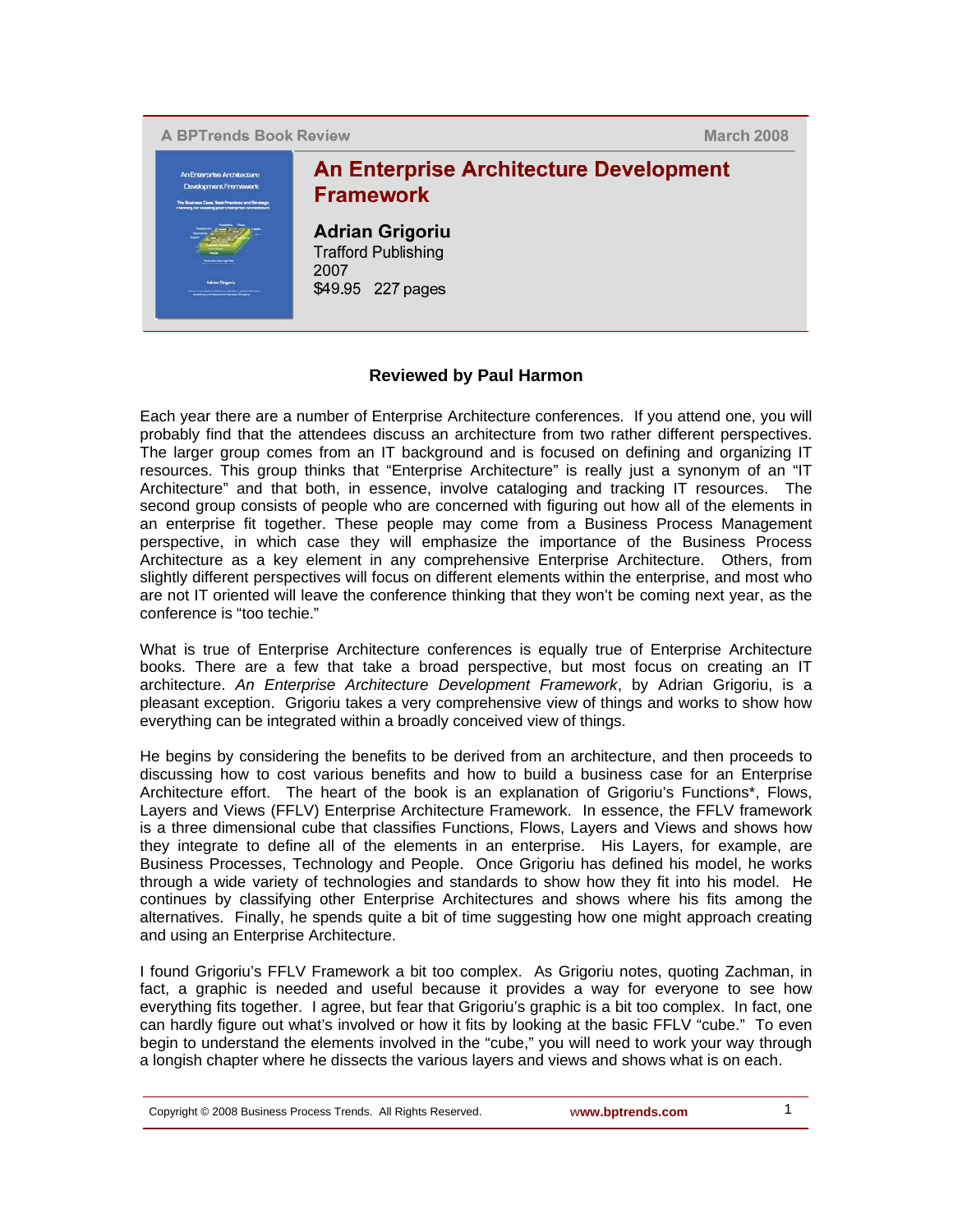A BPTrends Book Review — March 2008

# An Enterprise Architecture Development Framework

**Adrian Grigoriu**
Trafford Publishing
2007
$49.95 227 pages

### Reviewed by Paul Harmon

Each year there are a number of Enterprise Architecture conferences. If you attend one, you will probably find that the attendees discuss an architecture from two rather different perspectives. The larger group comes from an IT background and is focused on defining and organizing IT resources. This group thinks that "Enterprise Architecture" is really just a synonym of an "IT Architecture" and that both, in essence, involve cataloging and tracking IT resources. The second group consists of people who are concerned with figuring out how all of the elements in an enterprise fit together. These people may come from a Business Process Management perspective, in which case they will emphasize the importance of the Business Process Architecture as a key element in any comprehensive Enterprise Architecture. Others, from slightly different perspectives will focus on different elements within the enterprise, and most who are not IT oriented will leave the conference thinking that they won't be coming next year, as the conference is "too techie."

What is true of Enterprise Architecture conferences is equally true of Enterprise Architecture books. There are a few that take a broad perspective, but most focus on creating an IT architecture. *An Enterprise Architecture Development Framework*, by Adrian Grigoriu, is a pleasant exception. Grigoriu takes a very comprehensive view of things and works to show how everything can be integrated within a broadly conceived view of things.

He begins by considering the benefits to be derived from an architecture, and then proceeds to discussing how to cost various benefits and how to build a business case for an Enterprise Architecture effort. The heart of the book is an explanation of Grigoriu's Functions*, Flows, Layers and Views (FFLV) Enterprise Architecture Framework. In essence, the FFLV framework is a three dimensional cube that classifies Functions, Flows, Layers and Views and shows how they integrate to define all of the elements in an enterprise. His Layers, for example, are Business Processes, Technology and People. Once Grigoriu has defined his model, he works through a wide variety of technologies and standards to show how they fit into his model. He continues by classifying other Enterprise Architectures and shows where his fits among the alternatives. Finally, he spends quite a bit of time suggesting how one might approach creating and using an Enterprise Architecture.

I found Grigoriu's FFLV Framework a bit too complex. As Grigoriu notes, quoting Zachman, in fact, a graphic is needed and useful because it provides a way for everyone to see how everything fits together. I agree, but fear that Grigoriu's graphic is a bit too complex. In fact, one can hardly figure out what's involved or how it fits by looking at the basic FFLV "cube." To even begin to understand the elements involved in the "cube," you will need to work your way through a longish chapter where he dissects the various layers and views and shows what is on each.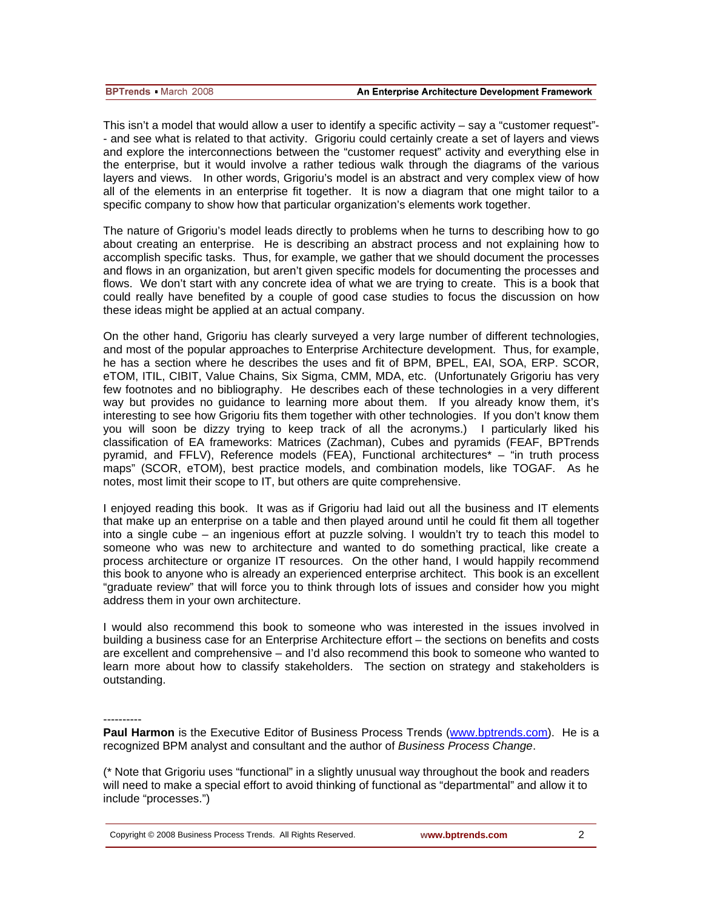This isn't a model that would allow a user to identify a specific activity – say a "customer request"-- and see what is related to that activity. Grigoriu could certainly create a set of layers and views and explore the interconnections between the "customer request" activity and everything else in the enterprise, but it would involve a rather tedious walk through the diagrams of the various layers and views. In other words, Grigoriu's model is an abstract and very complex view of how all of the elements in an enterprise fit together. It is now a diagram that one might tailor to a specific company to show how that particular organization's elements work together.

The nature of Grigoriu's model leads directly to problems when he turns to describing how to go about creating an enterprise. He is describing an abstract process and not explaining how to accomplish specific tasks. Thus, for example, we gather that we should document the processes and flows in an organization, but aren't given specific models for documenting the processes and flows. We don't start with any concrete idea of what we are trying to create. This is a book that could really have benefited by a couple of good case studies to focus the discussion on how these ideas might be applied at an actual company.

On the other hand, Grigoriu has clearly surveyed a very large number of different technologies, and most of the popular approaches to Enterprise Architecture development. Thus, for example, he has a section where he describes the uses and fit of BPM, BPEL, EAI, SOA, ERP. SCOR, eTOM, ITIL, CIBIT, Value Chains, Six Sigma, CMM, MDA, etc. (Unfortunately Grigoriu has very few footnotes and no bibliography. He describes each of these technologies in a very different way but provides no guidance to learning more about them. If you already know them, it's interesting to see how Grigoriu fits them together with other technologies. If you don't know them you will soon be dizzy trying to keep track of all the acronyms.) I particularly liked his classification of EA frameworks: Matrices (Zachman), Cubes and pyramids (FEAF, BPTrends pyramid, and FFLV), Reference models (FEA), Functional architectures* – "in truth process maps" (SCOR, eTOM), best practice models, and combination models, like TOGAF. As he notes, most limit their scope to IT, but others are quite comprehensive.

I enjoyed reading this book. It was as if Grigoriu had laid out all the business and IT elements that make up an enterprise on a table and then played around until he could fit them all together into a single cube – an ingenious effort at puzzle solving. I wouldn't try to teach this model to someone who was new to architecture and wanted to do something practical, like create a process architecture or organize IT resources. On the other hand, I would happily recommend this book to anyone who is already an experienced enterprise architect. This book is an excellent "graduate review" that will force you to think through lots of issues and consider how you might address them in your own architecture.

I would also recommend this book to someone who was interested in the issues involved in building a business case for an Enterprise Architecture effort – the sections on benefits and costs are excellent and comprehensive – and I'd also recommend this book to someone who wanted to learn more about how to classify stakeholders. The section on strategy and stakeholders is outstanding.

----------

**Paul Harmon** is the Executive Editor of Business Process Trends (www.bptrends.com). He is a recognized BPM analyst and consultant and the author of *Business Process Change*.

(* Note that Grigoriu uses "functional" in a slightly unusual way throughout the book and readers will need to make a special effort to avoid thinking of functional as "departmental" and allow it to include "processes.")